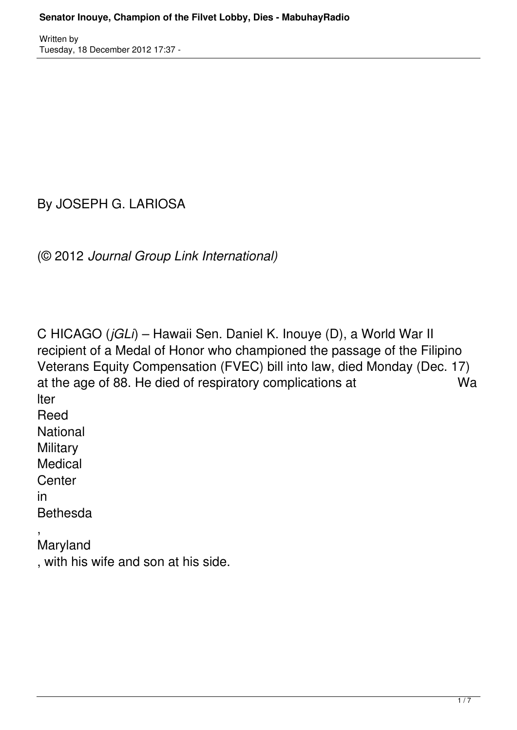By JOSEPH G. LARIOSA

(© 2012 *Journal Group Link International)*

CHICAGO (*jGLi*) – Hawaii Sen. Daniel K. Inouye (D), a World War II recipient of a Medal of Honor who championed the passage of the Filipino Veterans Equity Compensation (FVEC) bill into law, died Monday (Dec. 17) at the age of 88. He died of respiratory complications at Walter Reed National Military Medical Center in Bethesda, Maryland, with his wife and son at his side.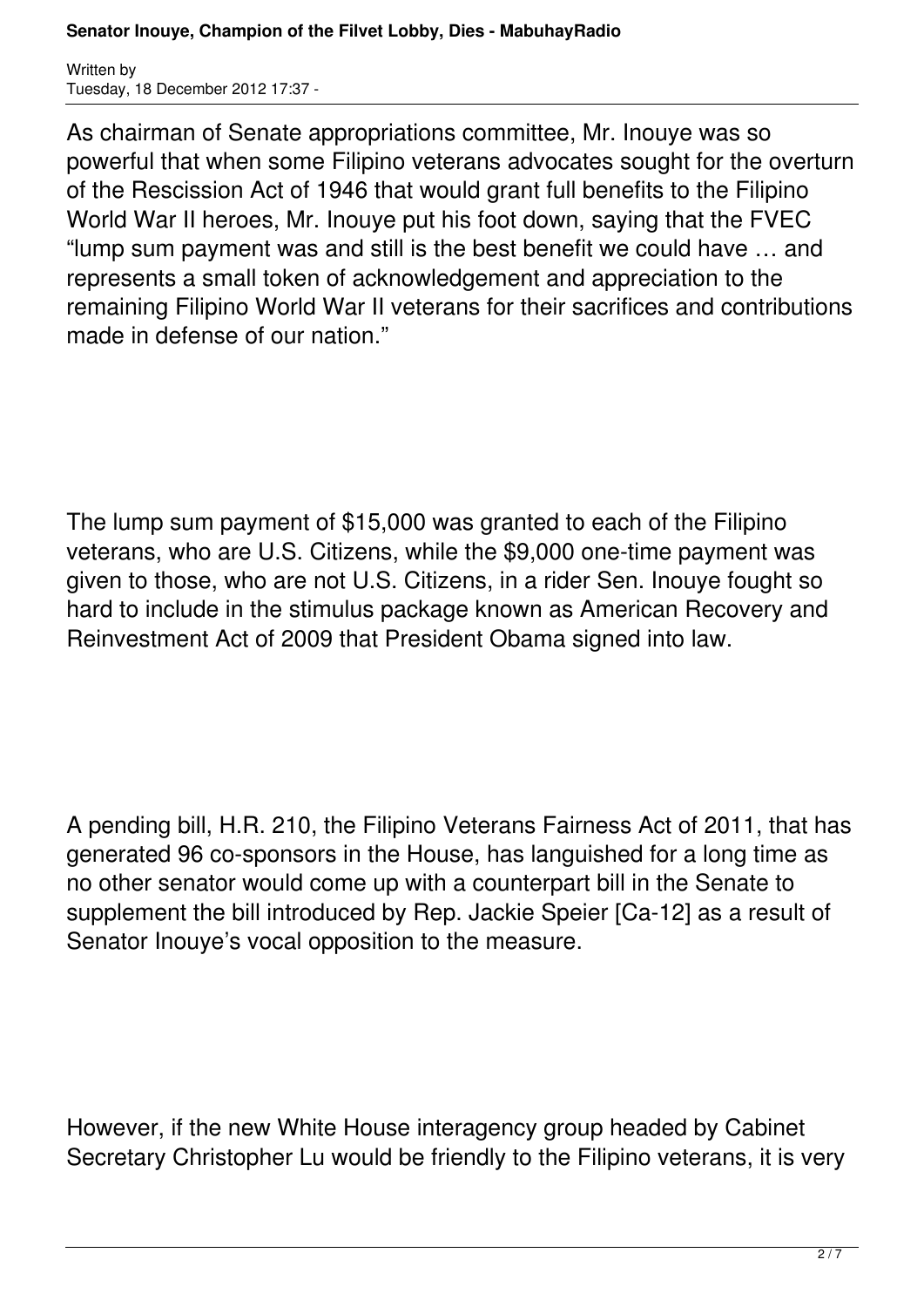As chairman of Senate appropriations committee, Mr. Inouye was so powerful that when some Filipino veterans advocates sought for the overturn of the Rescission Act of 1946 that would grant full benefits to the Filipino World War II heroes, Mr. Inouye put his foot down, saying that the FVEC "lump sum payment was and still is the best benefit we could have … and represents a small token of acknowledgement and appreciation to the remaining Filipino World War II veterans for their sacrifices and contributions made in defense of our nation."

The lump sum payment of $15,000 was granted to each of the Filipino veterans, who are U.S. Citizens, while the $9,000 one-time payment was given to those, who are not U.S. Citizens, in a rider Sen. Inouye fought so hard to include in the stimulus package known as American Recovery and Reinvestment Act of 2009 that President Obama signed into law.

A pending bill, H.R. 210, the Filipino Veterans Fairness Act of 2011, that has generated 96 co-sponsors in the House, has languished for a long time as no other senator would come up with a counterpart bill in the Senate to supplement the bill introduced by Rep. Jackie Speier [Ca-12] as a result of Senator Inouye's vocal opposition to the measure.

However, if the new White House interagency group headed by Cabinet Secretary Christopher Lu would be friendly to the Filipino veterans, it is very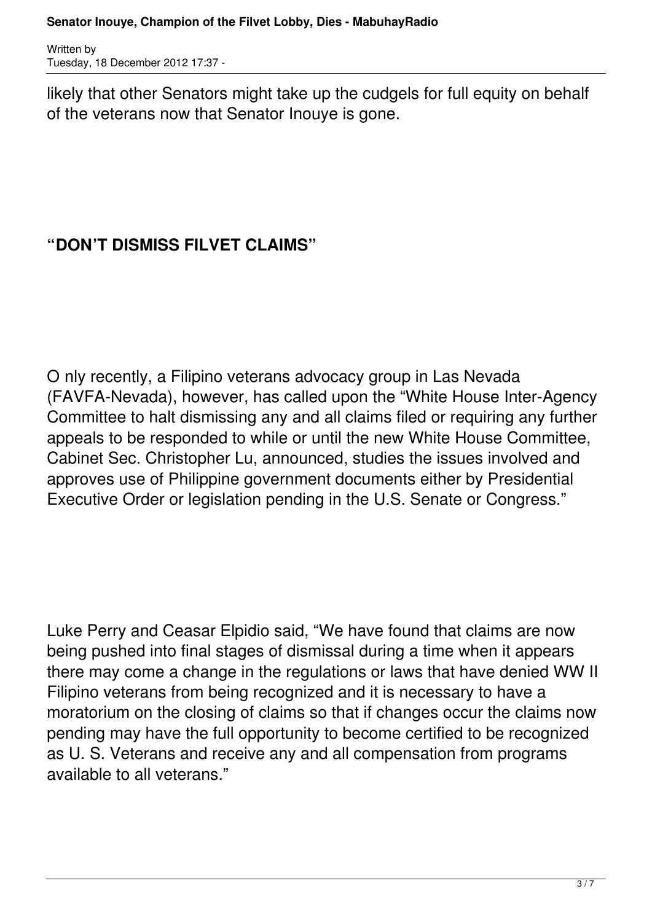likely that other Senators might take up the cudgels for full equity on behalf of the veterans now that Senator Inouye is gone.

## “DON’T DISMISS FILVET CLAIMS”

O nly recently, a Filipino veterans advocacy group in Las Nevada (FAVFA-Nevada), however, has called upon the “White House Inter-Agency Committee to halt dismissing any and all claims filed or requiring any further appeals to be responded to while or until the new White House Committee, Cabinet Sec. Christopher Lu, announced, studies the issues involved and approves use of Philippine government documents either by Presidential Executive Order or legislation pending in the U.S. Senate or Congress.”

Luke Perry and Ceasar Elpidio said, “We have found that claims are now being pushed into final stages of dismissal during a time when it appears there may come a change in the regulations or laws that have denied WW II Filipino veterans from being recognized and it is necessary to have a moratorium on the closing of claims so that if changes occur the claims now pending may have the full opportunity to become certified to be recognized as U. S. Veterans and receive any and all compensation from programs available to all veterans.”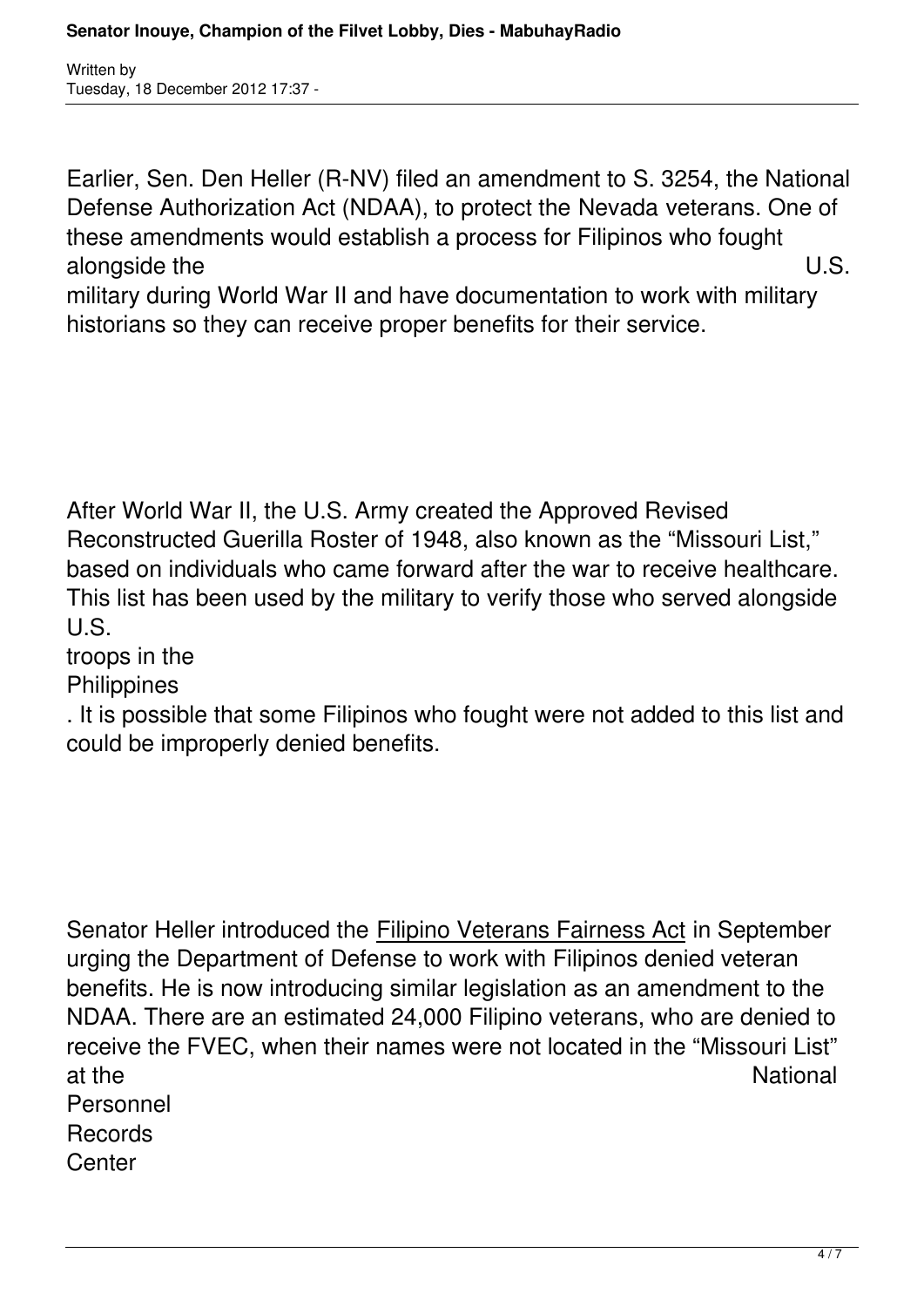Earlier, Sen. Den Heller (R-NV) filed an amendment to S. 3254, the National Defense Authorization Act (NDAA), to protect the Nevada veterans. One of these amendments would establish a process for Filipinos who fought alongside the U.S. military during World War II and have documentation to work with military historians so they can receive proper benefits for their service.

After World War II, the U.S. Army created the Approved Revised Reconstructed Guerilla Roster of 1948, also known as the "Missouri List," based on individuals who came forward after the war to receive healthcare. This list has been used by the military to verify those who served alongside U.S. troops in the Philippines. It is possible that some Filipinos who fought were not added to this list and could be improperly denied benefits.

Senator Heller introduced the Filipino Veterans Fairness Act in September urging the Department of Defense to work with Filipinos denied veteran benefits. He is now introducing similar legislation as an amendment to the NDAA. There are an estimated 24,000 Filipino veterans, who are denied to receive the FVEC, when their names were not located in the "Missouri List" at the National Personnel Records Center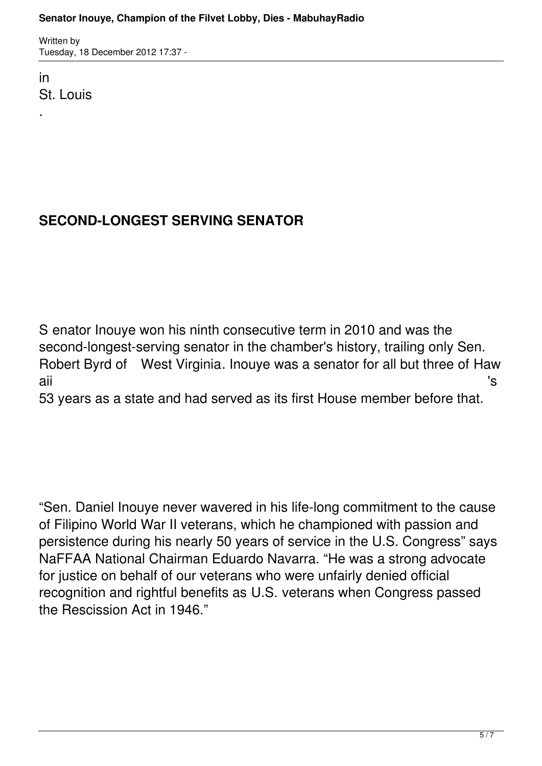in St. Louis.

## SECOND-LONGEST SERVING SENATOR

Senator Inouye won his ninth consecutive term in 2010 and was the second-longest-serving senator in the chamber's history, trailing only Sen. Robert Byrd of West Virginia. Inouye was a senator for all but three of Hawaii's 53 years as a state and had served as its first House member before that.

"Sen. Daniel Inouye never wavered in his life-long commitment to the cause of Filipino World War II veterans, which he championed with passion and persistence during his nearly 50 years of service in the U.S. Congress" says NaFFAA National Chairman Eduardo Navarra. "He was a strong advocate for justice on behalf of our veterans who were unfairly denied official recognition and rightful benefits as U.S. veterans when Congress passed the Rescission Act in 1946."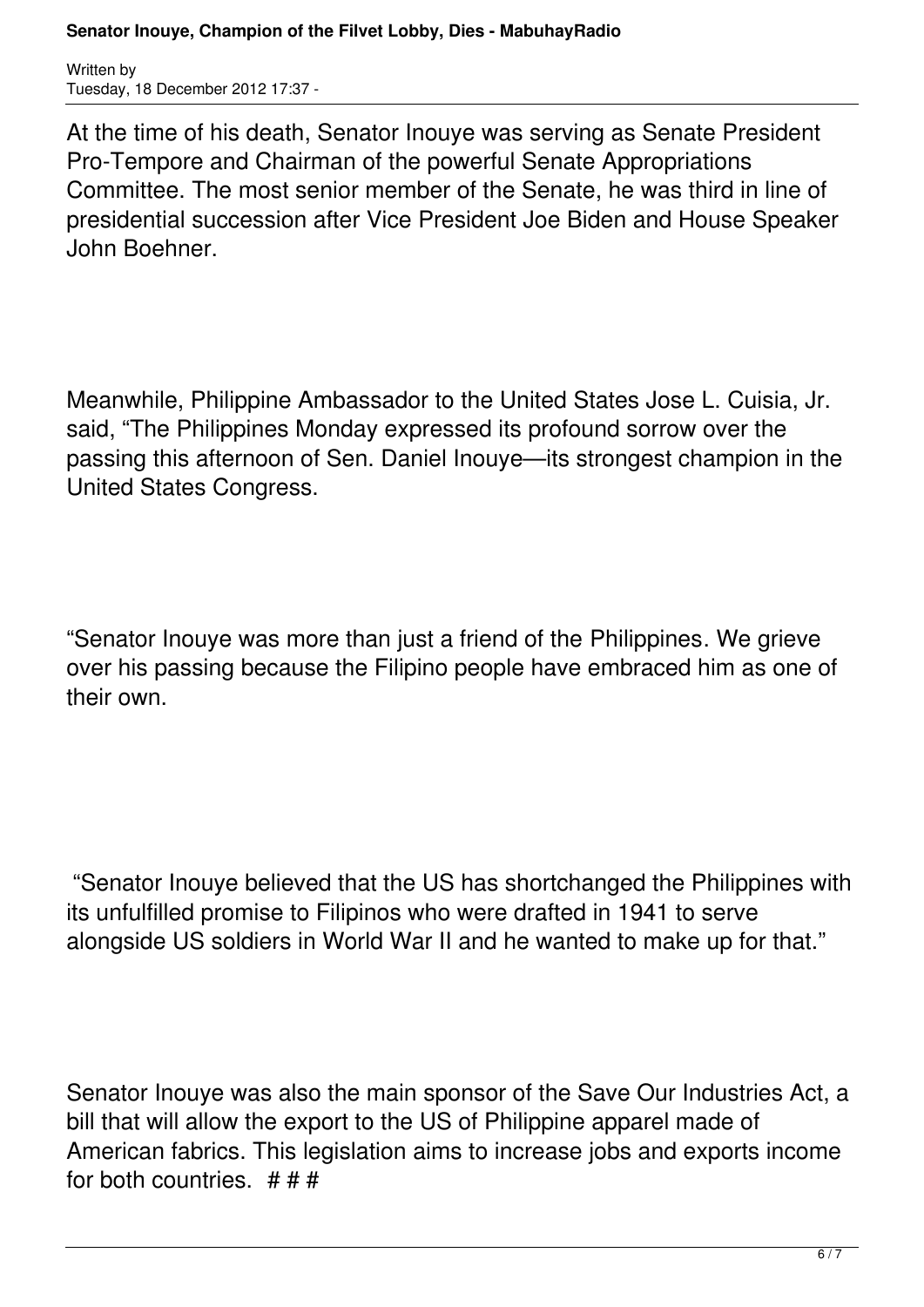At the time of his death, Senator Inouye was serving as Senate President Pro-Tempore and Chairman of the powerful Senate Appropriations Committee. The most senior member of the Senate, he was third in line of presidential succession after Vice President Joe Biden and House Speaker John Boehner.

Meanwhile, Philippine Ambassador to the United States Jose L. Cuisia, Jr. said, "The Philippines Monday expressed its profound sorrow over the passing this afternoon of Sen. Daniel Inouye—its strongest champion in the United States Congress.

"Senator Inouye was more than just a friend of the Philippines. We grieve over his passing because the Filipino people have embraced him as one of their own.

"Senator Inouye believed that the US has shortchanged the Philippines with its unfulfilled promise to Filipinos who were drafted in 1941 to serve alongside US soldiers in World War II and he wanted to make up for that."

Senator Inouye was also the main sponsor of the Save Our Industries Act, a bill that will allow the export to the US of Philippine apparel made of American fabrics. This legislation aims to increase jobs and exports income for both countries. # # #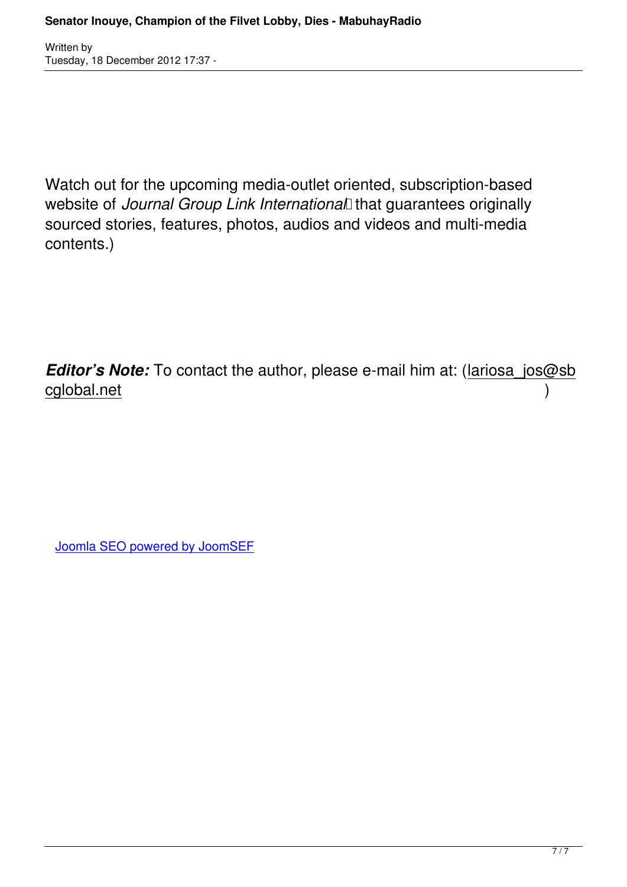Watch out for the upcoming media-outlet oriented, subscription-based website of *Journal Group Link International* that guarantees originally sourced stories, features, photos, audios and videos and multi-media contents.)

***Editor's Note:*** To contact the author, please e-mail him at: (lariosa_jos@sbcglobal.net )

Joomla SEO powered by JoomSEF